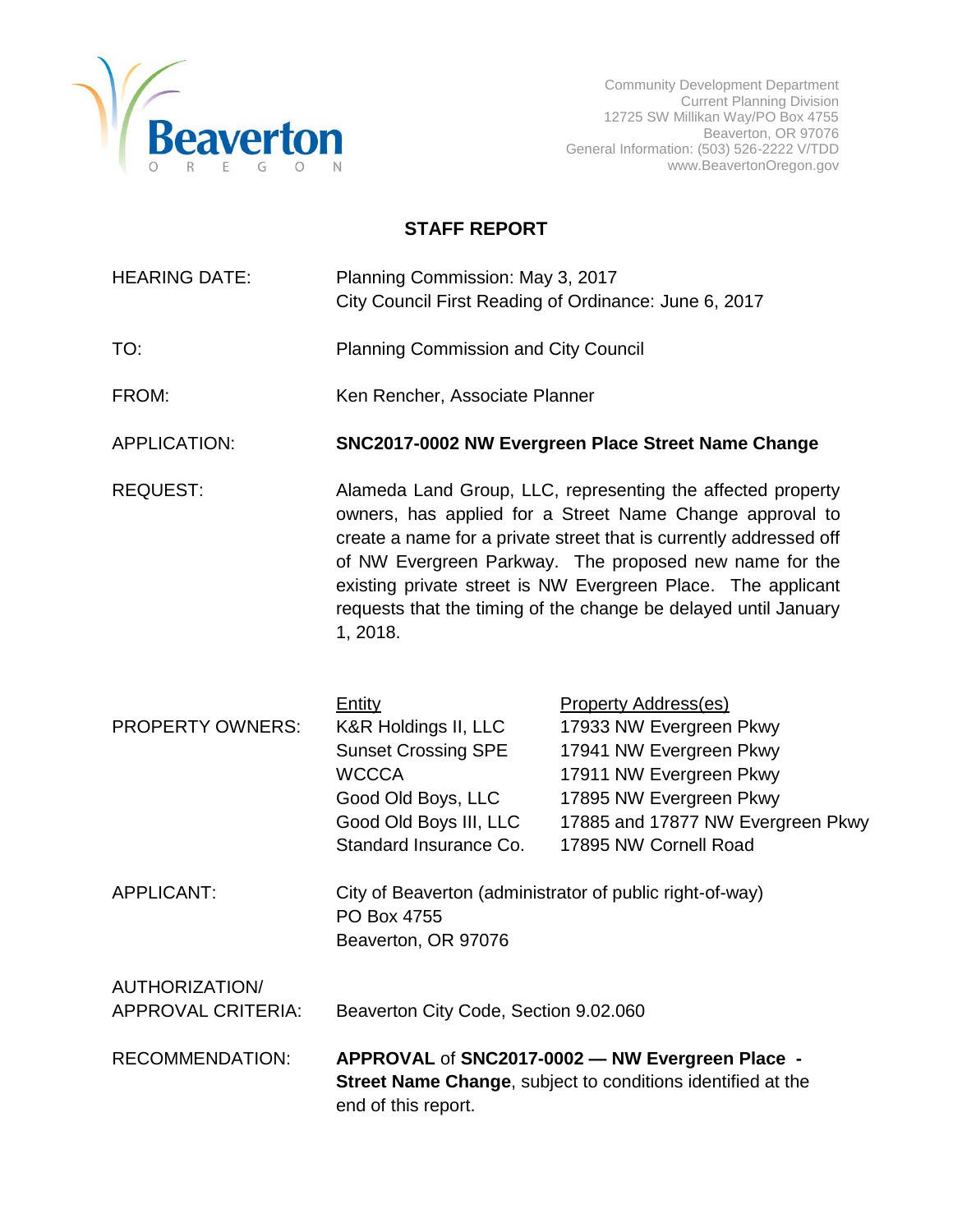Beaverton OREGON

Community Development Department
Current Planning Division
12725 SW Millikan Way/PO Box 4755
Beaverton, OR 97076
General Information: (503) 526-2222 V/TDD
www.BeavertonOregon.gov

# STAFF REPORT

HEARING DATE: Planning Commission: May 3, 2017
City Council First Reading of Ordinance: June 6, 2017

TO: Planning Commission and City Council

FROM: Ken Rencher, Associate Planner

APPLICATION: **SNC2017-0002 NW Evergreen Place Street Name Change**

REQUEST: Alameda Land Group, LLC, representing the affected property owners, has applied for a Street Name Change approval to create a name for a private street that is currently addressed off of NW Evergreen Parkway. The proposed new name for the existing private street is NW Evergreen Place. The applicant requests that the timing of the change be delayed until January 1, 2018.

PROPERTY OWNERS:

| Entity | Property Address(es) |
| --- | --- |
| K&R Holdings II, LLC | 17933 NW Evergreen Pkwy |
| Sunset Crossing SPE | 17941 NW Evergreen Pkwy |
| WCCCA | 17911 NW Evergreen Pkwy |
| Good Old Boys, LLC | 17895 NW Evergreen Pkwy |
| Good Old Boys III, LLC | 17885 and 17877 NW Evergreen Pkwy |
| Standard Insurance Co. | 17895 NW Cornell Road |

APPLICANT: City of Beaverton (administrator of public right-of-way)
PO Box 4755
Beaverton, OR 97076

AUTHORIZATION/ APPROVAL CRITERIA: Beaverton City Code, Section 9.02.060

RECOMMENDATION: **APPROVAL** of **SNC2017-0002 — NW Evergreen Place - Street Name Change**, subject to conditions identified at the end of this report.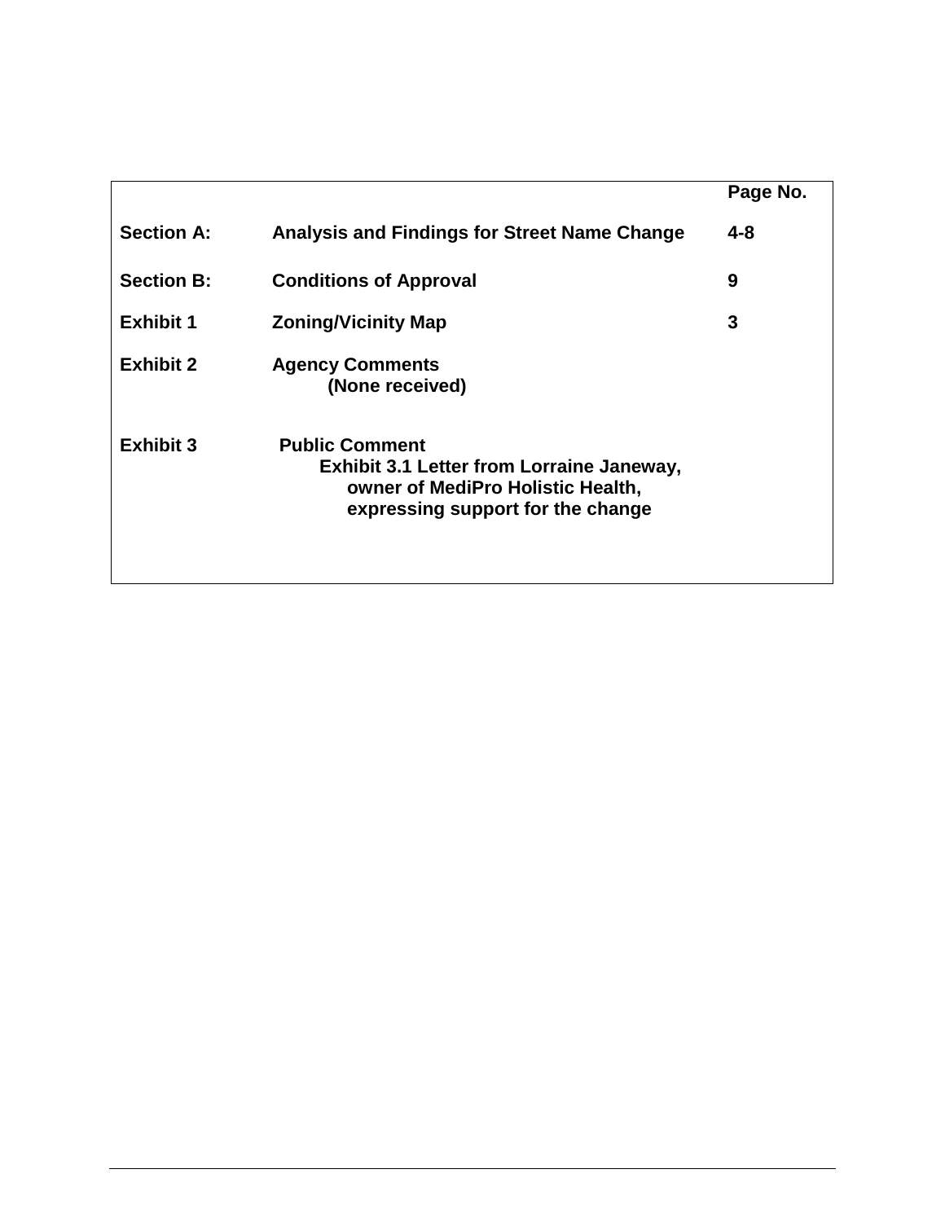| | | Page No. |
|---|---|---|
| **Section A:** | **Analysis and Findings for Street Name Change** | **4-8** |
| **Section B:** | **Conditions of Approval** | **9** |
| **Exhibit 1** | **Zoning/Vicinity Map** | **3** |
| **Exhibit 2** | **Agency Comments** (None received) | |
| **Exhibit 3** | **Public Comment** Exhibit 3.1 Letter from Lorraine Janeway, owner of MediPro Holistic Health, expressing support for the change | |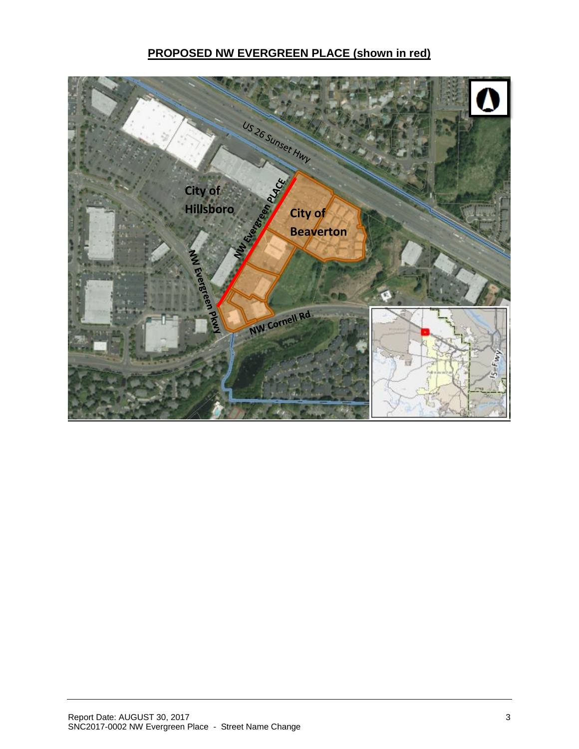## PROPOSED NW EVERGREEN PLACE (shown in red)

US 26 Sunset Hwy

City of Hillsboro

NW Evergreen PLACE

City of Beaverton

NW Evergreen Pkwy

NW Cornell Rd

I5 Fwy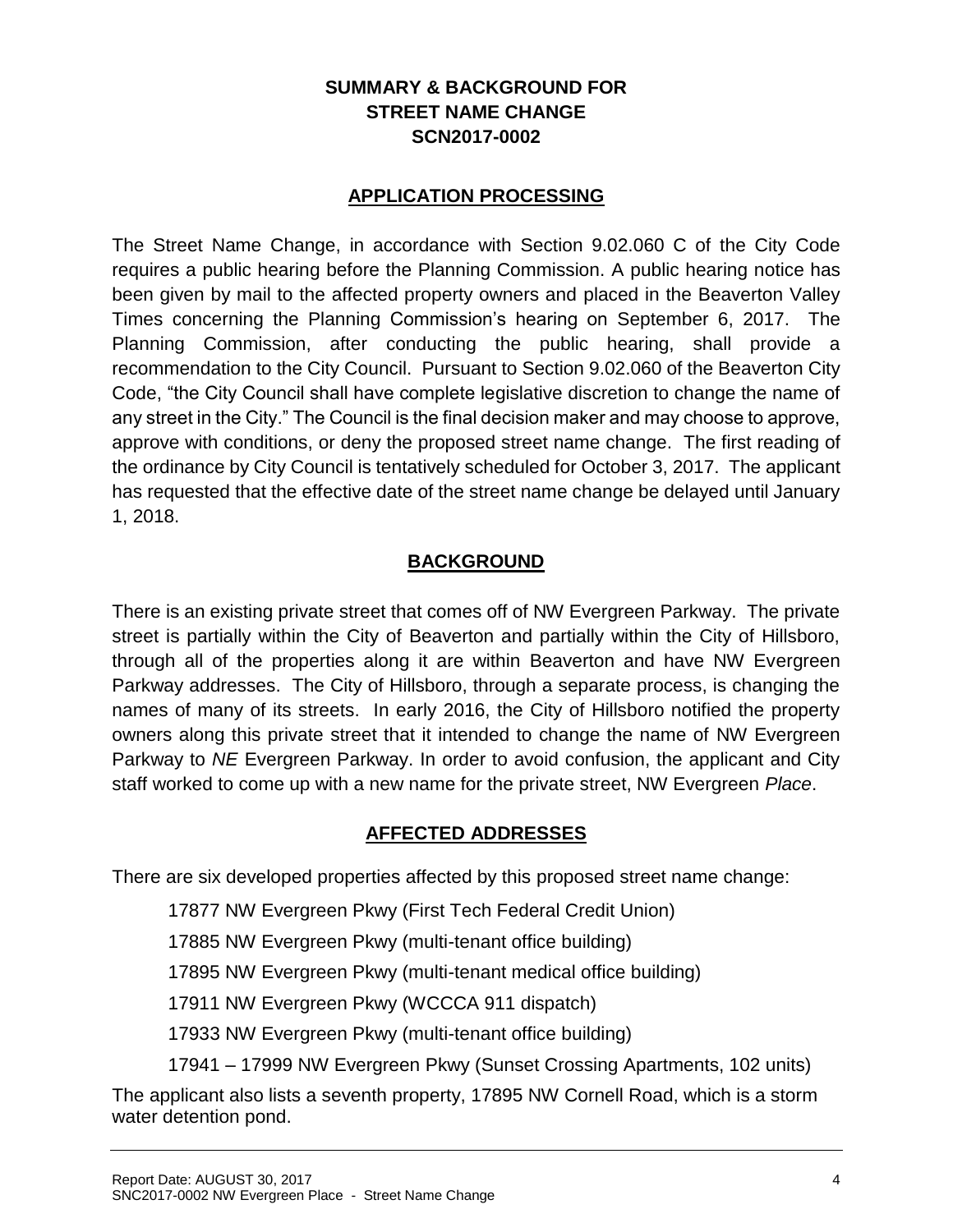## SUMMARY & BACKGROUND FOR STREET NAME CHANGE SCN2017-0002

### APPLICATION PROCESSING

The Street Name Change, in accordance with Section 9.02.060 C of the City Code requires a public hearing before the Planning Commission. A public hearing notice has been given by mail to the affected property owners and placed in the Beaverton Valley Times concerning the Planning Commission's hearing on September 6, 2017. The Planning Commission, after conducting the public hearing, shall provide a recommendation to the City Council. Pursuant to Section 9.02.060 of the Beaverton City Code, "the City Council shall have complete legislative discretion to change the name of any street in the City." The Council is the final decision maker and may choose to approve, approve with conditions, or deny the proposed street name change. The first reading of the ordinance by City Council is tentatively scheduled for October 3, 2017. The applicant has requested that the effective date of the street name change be delayed until January 1, 2018.

### BACKGROUND

There is an existing private street that comes off of NW Evergreen Parkway. The private street is partially within the City of Beaverton and partially within the City of Hillsboro, through all of the properties along it are within Beaverton and have NW Evergreen Parkway addresses. The City of Hillsboro, through a separate process, is changing the names of many of its streets. In early 2016, the City of Hillsboro notified the property owners along this private street that it intended to change the name of NW Evergreen Parkway to *NE* Evergreen Parkway. In order to avoid confusion, the applicant and City staff worked to come up with a new name for the private street, NW Evergreen *Place*.

### AFFECTED ADDRESSES

There are six developed properties affected by this proposed street name change:

17877 NW Evergreen Pkwy (First Tech Federal Credit Union)

17885 NW Evergreen Pkwy (multi-tenant office building)

17895 NW Evergreen Pkwy (multi-tenant medical office building)

17911 NW Evergreen Pkwy (WCCCA 911 dispatch)

17933 NW Evergreen Pkwy (multi-tenant office building)

17941 – 17999 NW Evergreen Pkwy (Sunset Crossing Apartments, 102 units)

The applicant also lists a seventh property, 17895 NW Cornell Road, which is a storm water detention pond.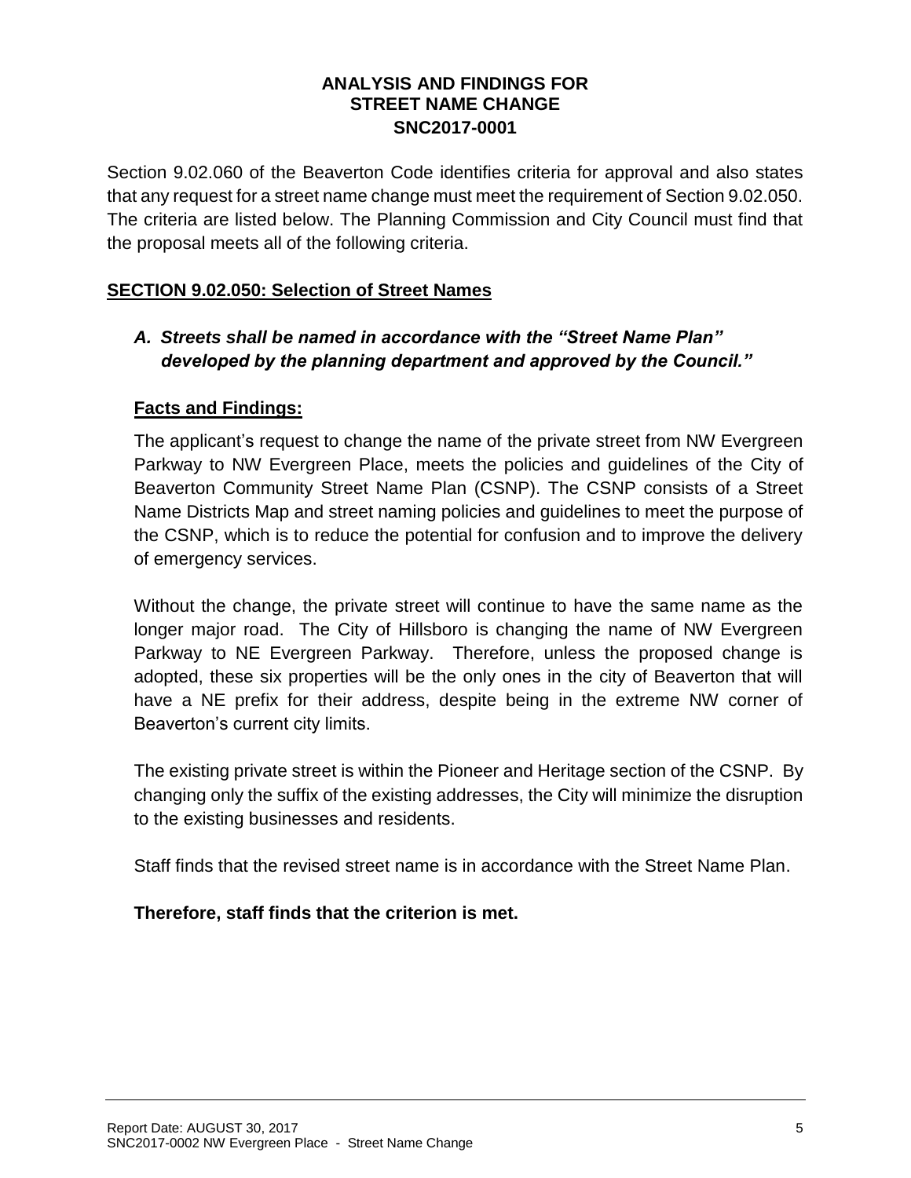**ANALYSIS AND FINDINGS FOR STREET NAME CHANGE SNC2017-0001**

Section 9.02.060 of the Beaverton Code identifies criteria for approval and also states that any request for a street name change must meet the requirement of Section 9.02.050. The criteria are listed below. The Planning Commission and City Council must find that the proposal meets all of the following criteria.

**SECTION 9.02.050: Selection of Street Names**

***A. Streets shall be named in accordance with the "Street Name Plan" developed by the planning department and approved by the Council."***

**Facts and Findings:**

The applicant's request to change the name of the private street from NW Evergreen Parkway to NW Evergreen Place, meets the policies and guidelines of the City of Beaverton Community Street Name Plan (CSNP). The CSNP consists of a Street Name Districts Map and street naming policies and guidelines to meet the purpose of the CSNP, which is to reduce the potential for confusion and to improve the delivery of emergency services.

Without the change, the private street will continue to have the same name as the longer major road. The City of Hillsboro is changing the name of NW Evergreen Parkway to NE Evergreen Parkway. Therefore, unless the proposed change is adopted, these six properties will be the only ones in the city of Beaverton that will have a NE prefix for their address, despite being in the extreme NW corner of Beaverton's current city limits.

The existing private street is within the Pioneer and Heritage section of the CSNP. By changing only the suffix of the existing addresses, the City will minimize the disruption to the existing businesses and residents.

Staff finds that the revised street name is in accordance with the Street Name Plan.

**Therefore, staff finds that the criterion is met.**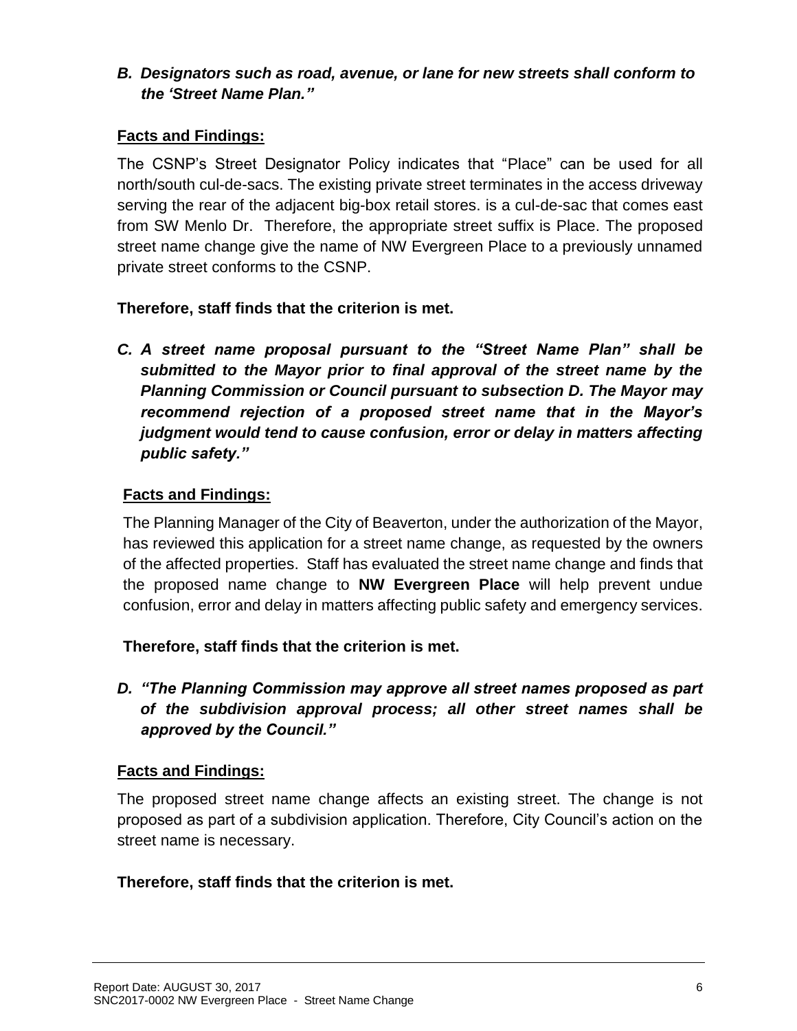***B. Designators such as road, avenue, or lane for new streets shall conform to the 'Street Name Plan."***

**Facts and Findings:**

The CSNP's Street Designator Policy indicates that "Place" can be used for all north/south cul-de-sacs. The existing private street terminates in the access driveway serving the rear of the adjacent big-box retail stores. is a cul-de-sac that comes east from SW Menlo Dr. Therefore, the appropriate street suffix is Place. The proposed street name change give the name of NW Evergreen Place to a previously unnamed private street conforms to the CSNP.

**Therefore, staff finds that the criterion is met.**

***C. A street name proposal pursuant to the "Street Name Plan" shall be submitted to the Mayor prior to final approval of the street name by the Planning Commission or Council pursuant to subsection D. The Mayor may recommend rejection of a proposed street name that in the Mayor's judgment would tend to cause confusion, error or delay in matters affecting public safety."***

**Facts and Findings:**

The Planning Manager of the City of Beaverton, under the authorization of the Mayor, has reviewed this application for a street name change, as requested by the owners of the affected properties. Staff has evaluated the street name change and finds that the proposed name change to **NW Evergreen Place** will help prevent undue confusion, error and delay in matters affecting public safety and emergency services.

**Therefore, staff finds that the criterion is met.**

***D. "The Planning Commission may approve all street names proposed as part of the subdivision approval process; all other street names shall be approved by the Council."***

**Facts and Findings:**

The proposed street name change affects an existing street. The change is not proposed as part of a subdivision application. Therefore, City Council's action on the street name is necessary.

**Therefore, staff finds that the criterion is met.**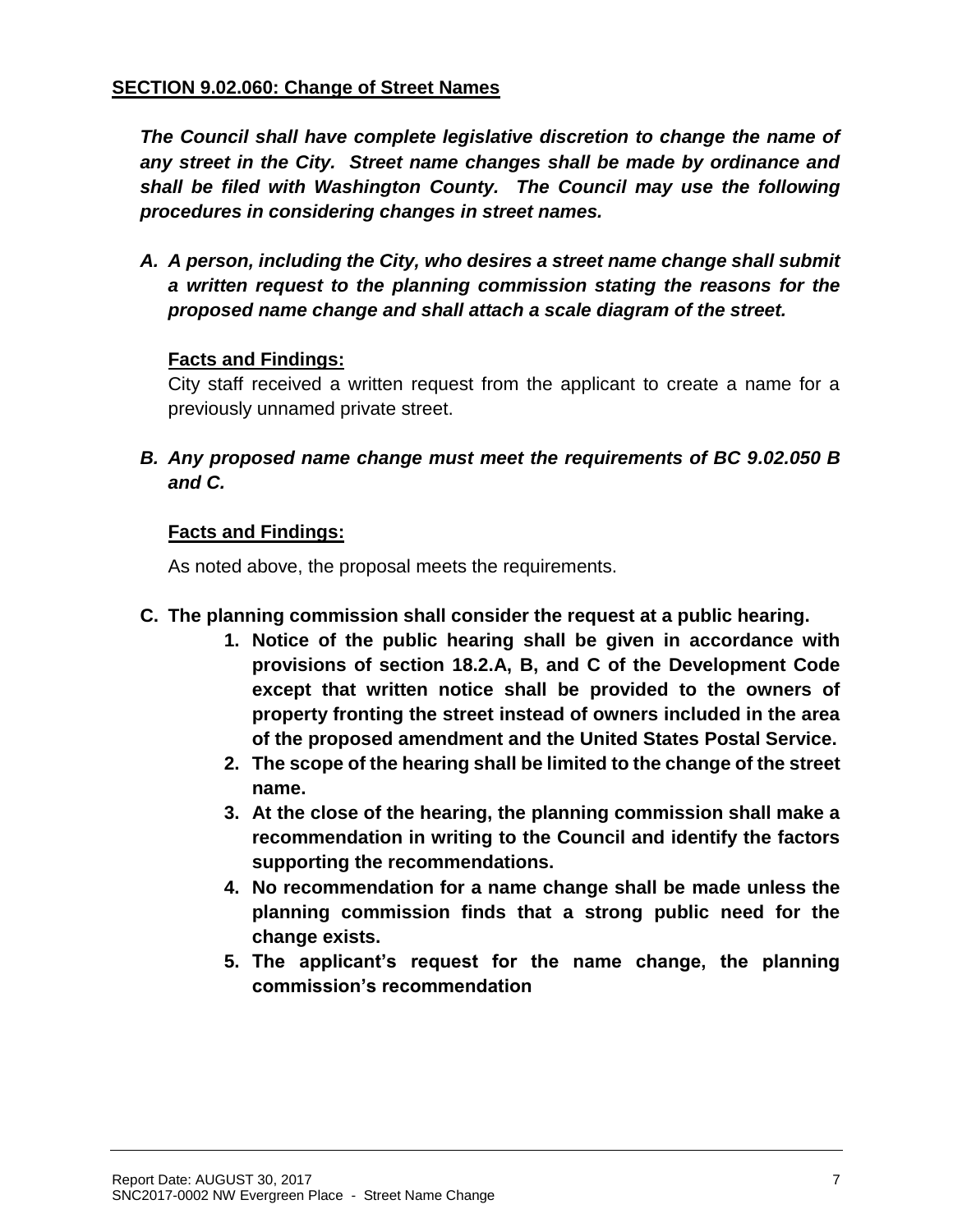**SECTION 9.02.060: Change of Street Names**

***The Council shall have complete legislative discretion to change the name of any street in the City. Street name changes shall be made by ordinance and shall be filed with Washington County. The Council may use the following procedures in considering changes in street names.***

***A. A person, including the City, who desires a street name change shall submit a written request to the planning commission stating the reasons for the proposed name change and shall attach a scale diagram of the street.***

**Facts and Findings:**

City staff received a written request from the applicant to create a name for a previously unnamed private street.

***B. Any proposed name change must meet the requirements of BC 9.02.050 B and C.***

**Facts and Findings:**

As noted above, the proposal meets the requirements.

**C. The planning commission shall consider the request at a public hearing.**

1. **Notice of the public hearing shall be given in accordance with provisions of section 18.2.A, B, and C of the Development Code except that written notice shall be provided to the owners of property fronting the street instead of owners included in the area of the proposed amendment and the United States Postal Service.**
2. **The scope of the hearing shall be limited to the change of the street name.**
3. **At the close of the hearing, the planning commission shall make a recommendation in writing to the Council and identify the factors supporting the recommendations.**
4. **No recommendation for a name change shall be made unless the planning commission finds that a strong public need for the change exists.**
5. **The applicant's request for the name change, the planning commission's recommendation**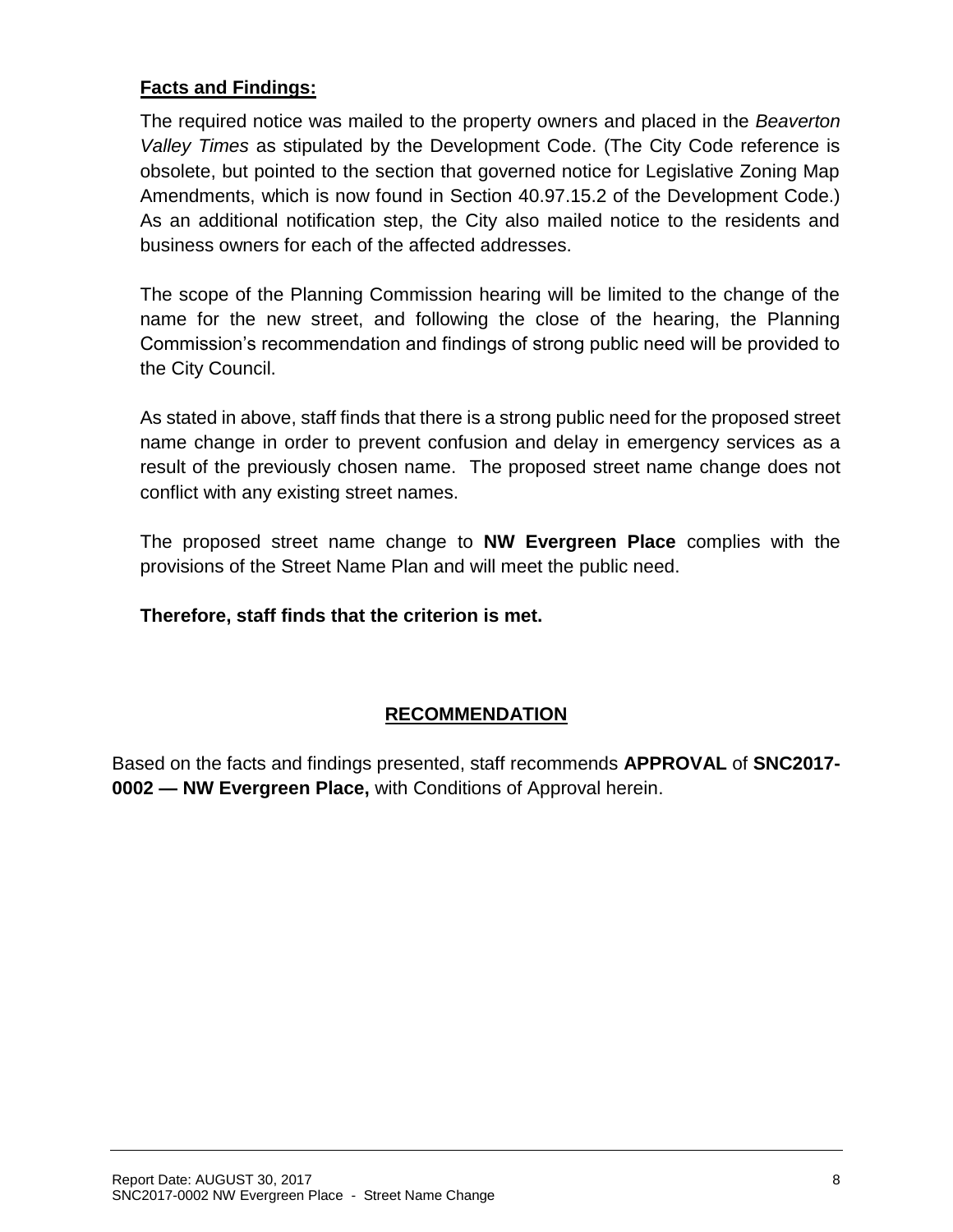**Facts and Findings:**

The required notice was mailed to the property owners and placed in the *Beaverton Valley Times* as stipulated by the Development Code. (The City Code reference is obsolete, but pointed to the section that governed notice for Legislative Zoning Map Amendments, which is now found in Section 40.97.15.2 of the Development Code.) As an additional notification step, the City also mailed notice to the residents and business owners for each of the affected addresses.

The scope of the Planning Commission hearing will be limited to the change of the name for the new street, and following the close of the hearing, the Planning Commission's recommendation and findings of strong public need will be provided to the City Council.

As stated in above, staff finds that there is a strong public need for the proposed street name change in order to prevent confusion and delay in emergency services as a result of the previously chosen name. The proposed street name change does not conflict with any existing street names.

The proposed street name change to **NW Evergreen Place** complies with the provisions of the Street Name Plan and will meet the public need.

**Therefore, staff finds that the criterion is met.**

## RECOMMENDATION

Based on the facts and findings presented, staff recommends **APPROVAL** of **SNC2017-0002 — NW Evergreen Place,** with Conditions of Approval herein.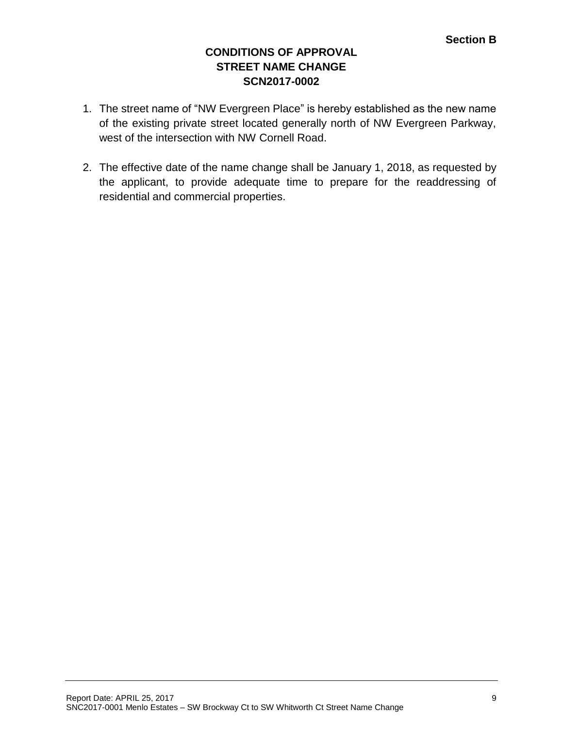**Section B**

# CONDITIONS OF APPROVAL
## STREET NAME CHANGE
## SCN2017-0002

1. The street name of "NW Evergreen Place" is hereby established as the new name of the existing private street located generally north of NW Evergreen Parkway, west of the intersection with NW Cornell Road.

2. The effective date of the name change shall be January 1, 2018, as requested by the applicant, to provide adequate time to prepare for the readdressing of residential and commercial properties.